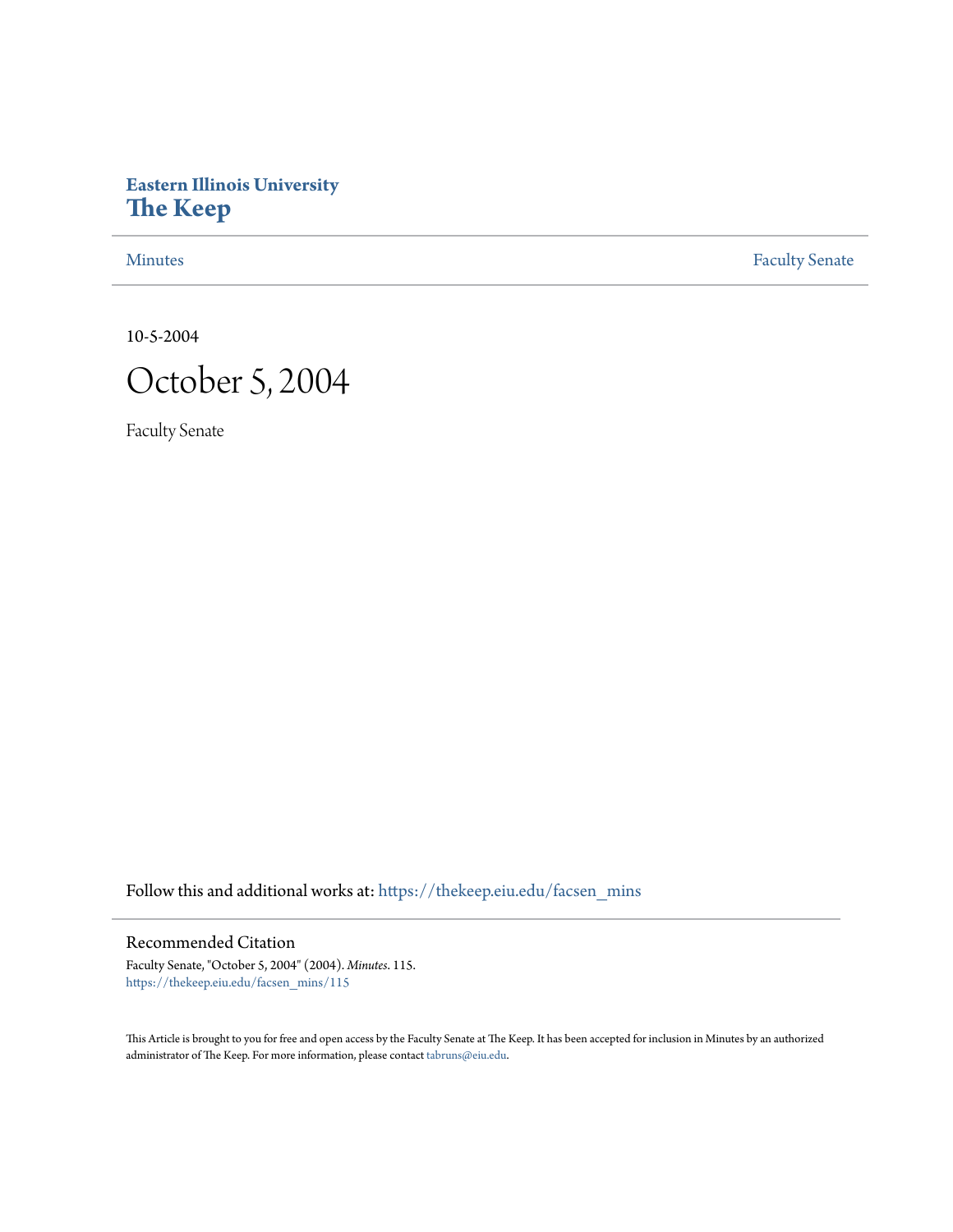**Eastern Illinois University**
**The Keep**

Minutes | Faculty Senate

10-5-2004

# October 5, 2004

Faculty Senate

Follow this and additional works at: https://thekeep.eiu.edu/facsen_mins

## Recommended Citation

Faculty Senate, "October 5, 2004" (2004). *Minutes*. 115.
https://thekeep.eiu.edu/facsen_mins/115

This Article is brought to you for free and open access by the Faculty Senate at The Keep. It has been accepted for inclusion in Minutes by an authorized administrator of The Keep. For more information, please contact tabruns@eiu.edu.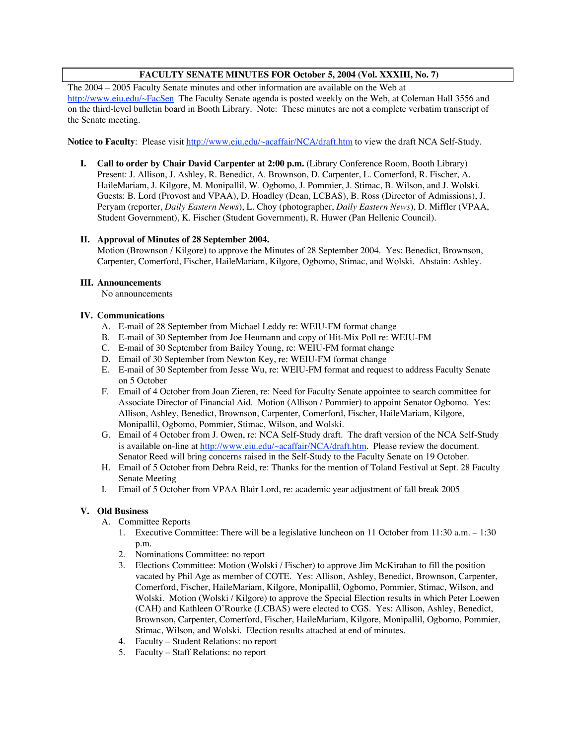**FACULTY SENATE MINUTES FOR October 5, 2004 (Vol. XXXIII, No. 7)**

The 2004 – 2005 Faculty Senate minutes and other information are available on the Web at http://www.eiu.edu/~FacSen The Faculty Senate agenda is posted weekly on the Web, at Coleman Hall 3556 and on the third-level bulletin board in Booth Library. Note: These minutes are not a complete verbatim transcript of the Senate meeting.

**Notice to Faculty**: Please visit http://www.eiu.edu/~acaffair/NCA/draft.htm to view the draft NCA Self-Study.

**I. Call to order by Chair David Carpenter at 2:00 p.m.** (Library Conference Room, Booth Library) Present: J. Allison, J. Ashley, R. Benedict, A. Brownson, D. Carpenter, L. Comerford, R. Fischer, A. HaileMariam, J. Kilgore, M. Monipallil, W. Ogbomo, J. Pommier, J. Stimac, B. Wilson, and J. Wolski. Guests: B. Lord (Provost and VPAA), D. Hoadley (Dean, LCBAS), B. Ross (Director of Admissions), J. Peryam (reporter, *Daily Eastern News*), L. Choy (photographer, *Daily Eastern News*), D. Miffler (VPAA, Student Government), K. Fischer (Student Government), R. Huwer (Pan Hellenic Council).

**II. Approval of Minutes of 28 September 2004.**
Motion (Brownson / Kilgore) to approve the Minutes of 28 September 2004. Yes: Benedict, Brownson, Carpenter, Comerford, Fischer, HaileMariam, Kilgore, Ogbomo, Stimac, and Wolski. Abstain: Ashley.

**III. Announcements**
No announcements

**IV. Communications**

A. E-mail of 28 September from Michael Leddy re: WEIU-FM format change
B. E-mail of 30 September from Joe Heumann and copy of Hit-Mix Poll re: WEIU-FM
C. E-mail of 30 September from Bailey Young, re: WEIU-FM format change
D. Email of 30 September from Newton Key, re: WEIU-FM format change
E. E-mail of 30 September from Jesse Wu, re: WEIU-FM format and request to address Faculty Senate on 5 October
F. Email of 4 October from Joan Zieren, re: Need for Faculty Senate appointee to search committee for Associate Director of Financial Aid. Motion (Allison / Pommier) to appoint Senator Ogbomo. Yes: Allison, Ashley, Benedict, Brownson, Carpenter, Comerford, Fischer, HaileMariam, Kilgore, Monipallil, Ogbomo, Pommier, Stimac, Wilson, and Wolski.
G. Email of 4 October from J. Owen, re: NCA Self-Study draft. The draft version of the NCA Self-Study is available on-line at http://www.eiu.edu/~acaffair/NCA/draft.htm. Please review the document. Senator Reed will bring concerns raised in the Self-Study to the Faculty Senate on 19 October.
H. Email of 5 October from Debra Reid, re: Thanks for the mention of Toland Festival at Sept. 28 Faculty Senate Meeting
I. Email of 5 October from VPAA Blair Lord, re: academic year adjustment of fall break 2005

**V. Old Business**

A. Committee Reports
1. Executive Committee: There will be a legislative luncheon on 11 October from 11:30 a.m. – 1:30 p.m.
2. Nominations Committee: no report
3. Elections Committee: Motion (Wolski / Fischer) to approve Jim McKirahan to fill the position vacated by Phil Age as member of COTE. Yes: Allison, Ashley, Benedict, Brownson, Carpenter, Comerford, Fischer, HaileMariam, Kilgore, Monipallil, Ogbomo, Pommier, Stimac, Wilson, and Wolski. Motion (Wolski / Kilgore) to approve the Special Election results in which Peter Loewen (CAH) and Kathleen O'Rourke (LCBAS) were elected to CGS. Yes: Allison, Ashley, Benedict, Brownson, Carpenter, Comerford, Fischer, HaileMariam, Kilgore, Monipallil, Ogbomo, Pommier, Stimac, Wilson, and Wolski. Election results attached at end of minutes.
4. Faculty – Student Relations: no report
5. Faculty – Staff Relations: no report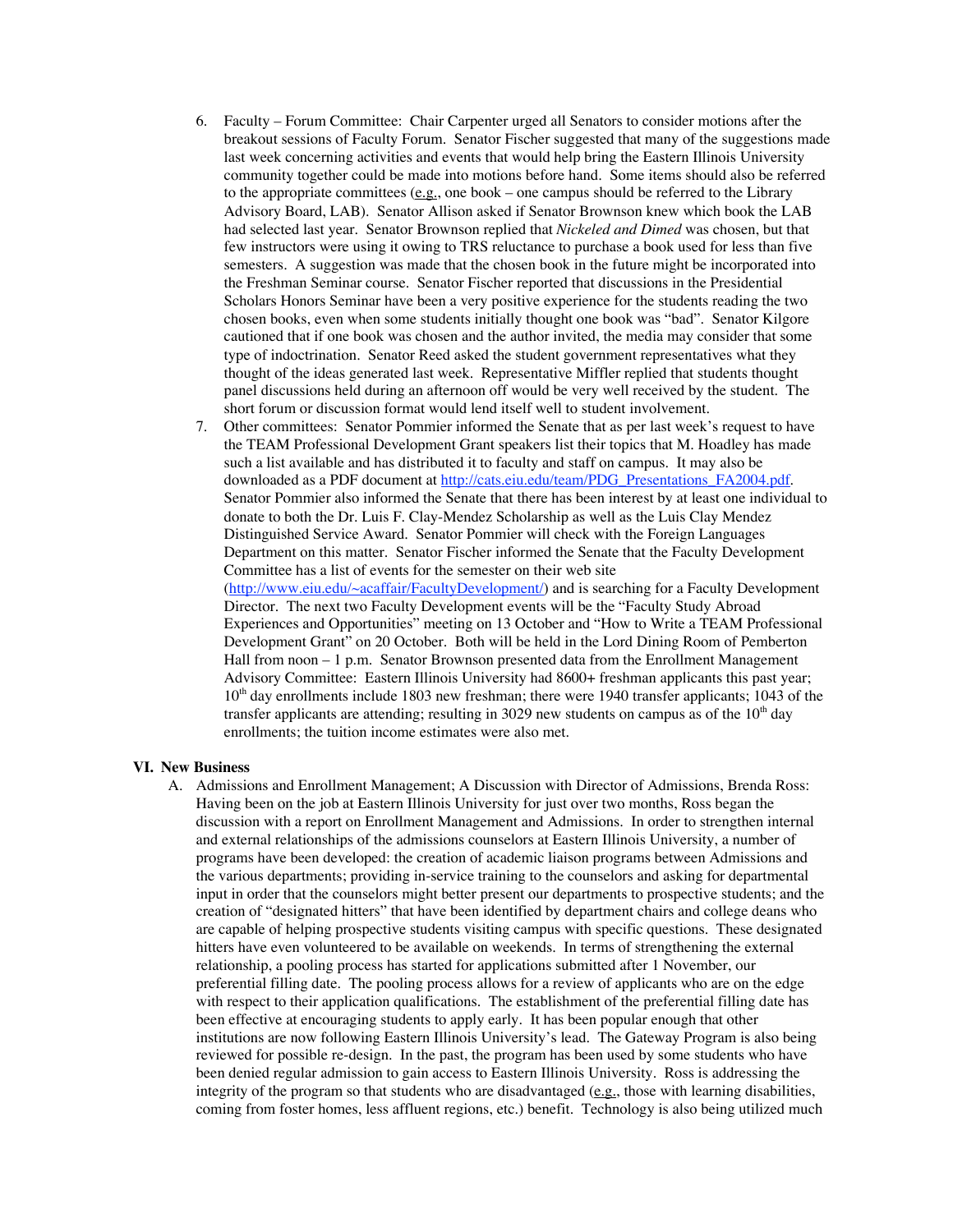6. Faculty – Forum Committee: Chair Carpenter urged all Senators to consider motions after the breakout sessions of Faculty Forum. Senator Fischer suggested that many of the suggestions made last week concerning activities and events that would help bring the Eastern Illinois University community together could be made into motions before hand. Some items should also be referred to the appropriate committees (e.g., one book – one campus should be referred to the Library Advisory Board, LAB). Senator Allison asked if Senator Brownson knew which book the LAB had selected last year. Senator Brownson replied that *Nickeled and Dimed* was chosen, but that few instructors were using it owing to TRS reluctance to purchase a book used for less than five semesters. A suggestion was made that the chosen book in the future might be incorporated into the Freshman Seminar course. Senator Fischer reported that discussions in the Presidential Scholars Honors Seminar have been a very positive experience for the students reading the two chosen books, even when some students initially thought one book was "bad". Senator Kilgore cautioned that if one book was chosen and the author invited, the media may consider that some type of indoctrination. Senator Reed asked the student government representatives what they thought of the ideas generated last week. Representative Miffler replied that students thought panel discussions held during an afternoon off would be very well received by the student. The short forum or discussion format would lend itself well to student involvement.
7. Other committees: Senator Pommier informed the Senate that as per last week's request to have the TEAM Professional Development Grant speakers list their topics that M. Hoadley has made such a list available and has distributed it to faculty and staff on campus. It may also be downloaded as a PDF document at http://cats.eiu.edu/team/PDG_Presentations_FA2004.pdf. Senator Pommier also informed the Senate that there has been interest by at least one individual to donate to both the Dr. Luis F. Clay-Mendez Scholarship as well as the Luis Clay Mendez Distinguished Service Award. Senator Pommier will check with the Foreign Languages Department on this matter. Senator Fischer informed the Senate that the Faculty Development Committee has a list of events for the semester on their web site (http://www.eiu.edu/~acaffair/FacultyDevelopment/) and is searching for a Faculty Development Director. The next two Faculty Development events will be the "Faculty Study Abroad Experiences and Opportunities" meeting on 13 October and "How to Write a TEAM Professional Development Grant" on 20 October. Both will be held in the Lord Dining Room of Pemberton Hall from noon – 1 p.m. Senator Brownson presented data from the Enrollment Management Advisory Committee: Eastern Illinois University had 8600+ freshman applicants this past year; 10th day enrollments include 1803 new freshman; there were 1940 transfer applicants; 1043 of the transfer applicants are attending; resulting in 3029 new students on campus as of the 10th day enrollments; the tuition income estimates were also met.

## VI. New Business

A. Admissions and Enrollment Management; A Discussion with Director of Admissions, Brenda Ross: Having been on the job at Eastern Illinois University for just over two months, Ross began the discussion with a report on Enrollment Management and Admissions. In order to strengthen internal and external relationships of the admissions counselors at Eastern Illinois University, a number of programs have been developed: the creation of academic liaison programs between Admissions and the various departments; providing in-service training to the counselors and asking for departmental input in order that the counselors might better present our departments to prospective students; and the creation of "designated hitters" that have been identified by department chairs and college deans who are capable of helping prospective students visiting campus with specific questions. These designated hitters have even volunteered to be available on weekends. In terms of strengthening the external relationship, a pooling process has started for applications submitted after 1 November, our preferential filling date. The pooling process allows for a review of applicants who are on the edge with respect to their application qualifications. The establishment of the preferential filling date has been effective at encouraging students to apply early. It has been popular enough that other institutions are now following Eastern Illinois University's lead. The Gateway Program is also being reviewed for possible re-design. In the past, the program has been used by some students who have been denied regular admission to gain access to Eastern Illinois University. Ross is addressing the integrity of the program so that students who are disadvantaged (e.g., those with learning disabilities, coming from foster homes, less affluent regions, etc.) benefit. Technology is also being utilized much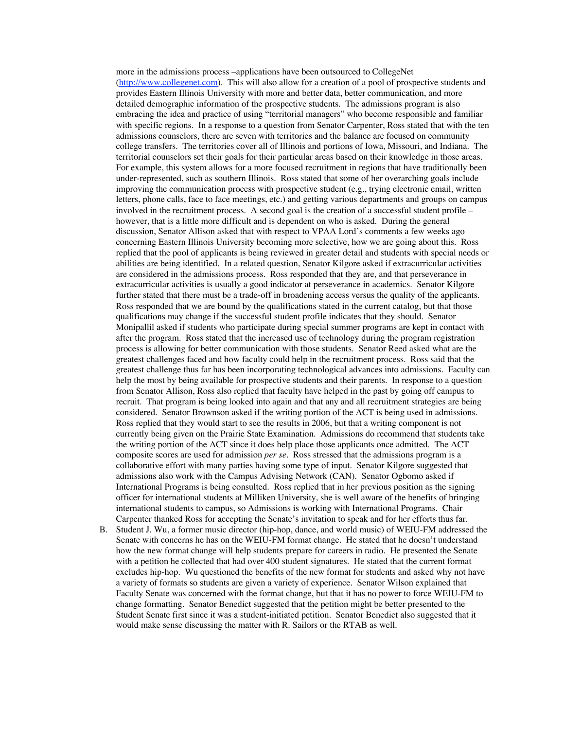more in the admissions process –applications have been outsourced to CollegeNet (http://www.collegenet.com). This will also allow for a creation of a pool of prospective students and provides Eastern Illinois University with more and better data, better communication, and more detailed demographic information of the prospective students. The admissions program is also embracing the idea and practice of using "territorial managers" who become responsible and familiar with specific regions. In a response to a question from Senator Carpenter, Ross stated that with the ten admissions counselors, there are seven with territories and the balance are focused on community college transfers. The territories cover all of Illinois and portions of Iowa, Missouri, and Indiana. The territorial counselors set their goals for their particular areas based on their knowledge in those areas. For example, this system allows for a more focused recruitment in regions that have traditionally been under-represented, such as southern Illinois. Ross stated that some of her overarching goals include improving the communication process with prospective student (e.g., trying electronic email, written letters, phone calls, face to face meetings, etc.) and getting various departments and groups on campus involved in the recruitment process. A second goal is the creation of a successful student profile – however, that is a little more difficult and is dependent on who is asked. During the general discussion, Senator Allison asked that with respect to VPAA Lord's comments a few weeks ago concerning Eastern Illinois University becoming more selective, how we are going about this. Ross replied that the pool of applicants is being reviewed in greater detail and students with special needs or abilities are being identified. In a related question, Senator Kilgore asked if extracurricular activities are considered in the admissions process. Ross responded that they are, and that perseverance in extracurricular activities is usually a good indicator at perseverance in academics. Senator Kilgore further stated that there must be a trade-off in broadening access versus the quality of the applicants. Ross responded that we are bound by the qualifications stated in the current catalog, but that those qualifications may change if the successful student profile indicates that they should. Senator Monipallil asked if students who participate during special summer programs are kept in contact with after the program. Ross stated that the increased use of technology during the program registration process is allowing for better communication with those students. Senator Reed asked what are the greatest challenges faced and how faculty could help in the recruitment process. Ross said that the greatest challenge thus far has been incorporating technological advances into admissions. Faculty can help the most by being available for prospective students and their parents. In response to a question from Senator Allison, Ross also replied that faculty have helped in the past by going off campus to recruit. That program is being looked into again and that any and all recruitment strategies are being considered. Senator Brownson asked if the writing portion of the ACT is being used in admissions. Ross replied that they would start to see the results in 2006, but that a writing component is not currently being given on the Prairie State Examination. Admissions do recommend that students take the writing portion of the ACT since it does help place those applicants once admitted. The ACT composite scores are used for admission *per se*. Ross stressed that the admissions program is a collaborative effort with many parties having some type of input. Senator Kilgore suggested that admissions also work with the Campus Advising Network (CAN). Senator Ogbomo asked if International Programs is being consulted. Ross replied that in her previous position as the signing officer for international students at Milliken University, she is well aware of the benefits of bringing international students to campus, so Admissions is working with International Programs. Chair Carpenter thanked Ross for accepting the Senate's invitation to speak and for her efforts thus far.

B. Student J. Wu, a former music director (hip-hop, dance, and world music) of WEIU-FM addressed the Senate with concerns he has on the WEIU-FM format change. He stated that he doesn't understand how the new format change will help students prepare for careers in radio. He presented the Senate with a petition he collected that had over 400 student signatures. He stated that the current format excludes hip-hop. Wu questioned the benefits of the new format for students and asked why not have a variety of formats so students are given a variety of experience. Senator Wilson explained that Faculty Senate was concerned with the format change, but that it has no power to force WEIU-FM to change formatting. Senator Benedict suggested that the petition might be better presented to the Student Senate first since it was a student-initiated petition. Senator Benedict also suggested that it would make sense discussing the matter with R. Sailors or the RTAB as well.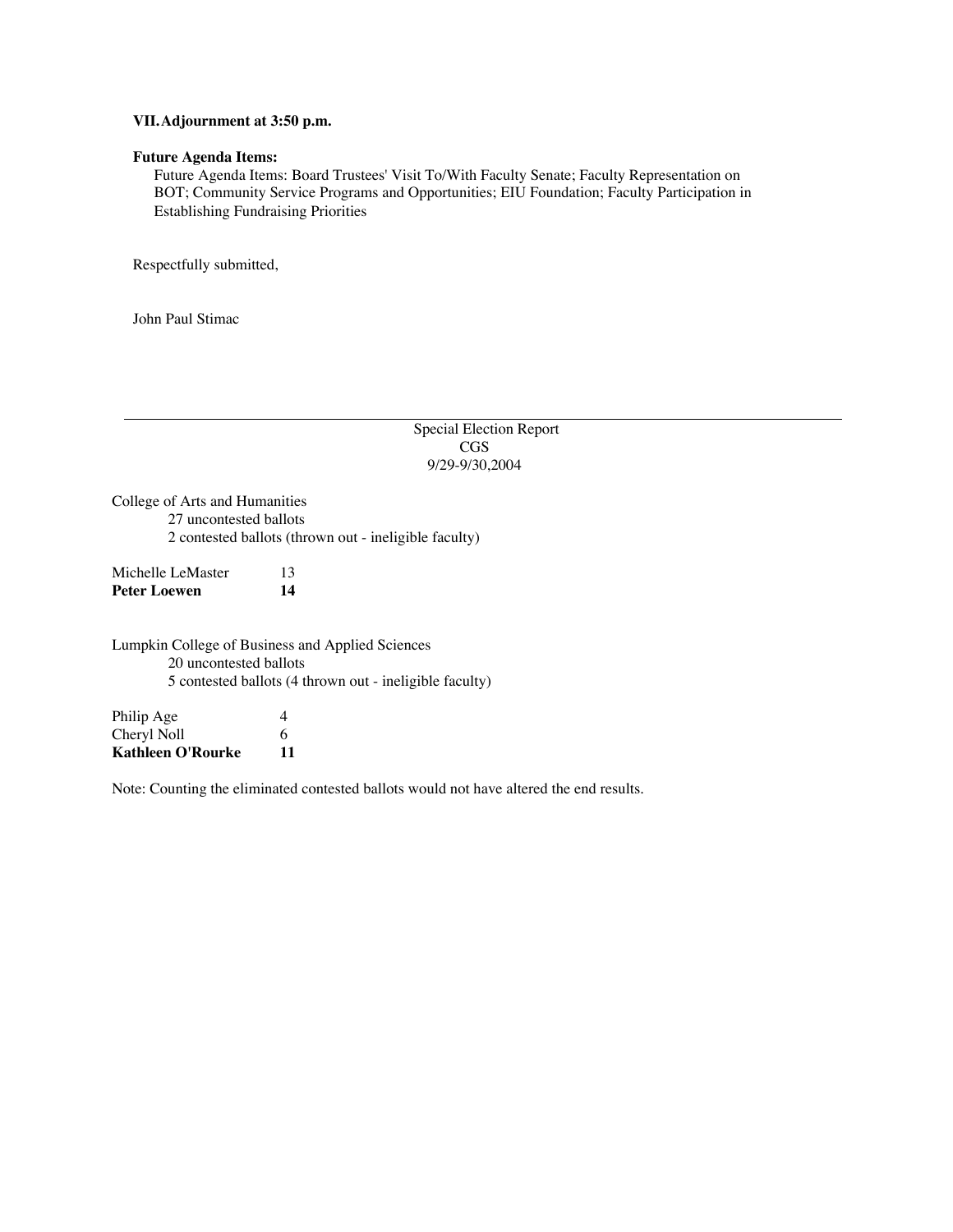**VII. Adjournment at 3:50 p.m.**

**Future Agenda Items:**

Future Agenda Items: Board Trustees' Visit To/With Faculty Senate; Faculty Representation on BOT; Community Service Programs and Opportunities; EIU Foundation; Faculty Participation in Establishing Fundraising Priorities

Respectfully submitted,

John Paul Stimac

---

Special Election Report
CGS
9/29-9/30,2004

College of Arts and Humanities
27 uncontested ballots
2 contested ballots (thrown out - ineligible faculty)

| | |
|---|---|
| Michelle LeMaster | 13 |
| **Peter Loewen** | **14** |

Lumpkin College of Business and Applied Sciences
20 uncontested ballots
5 contested ballots (4 thrown out - ineligible faculty)

| | |
|---|---|
| Philip Age | 4 |
| Cheryl Noll | 6 |
| **Kathleen O'Rourke** | **11** |

Note: Counting the eliminated contested ballots would not have altered the end results.